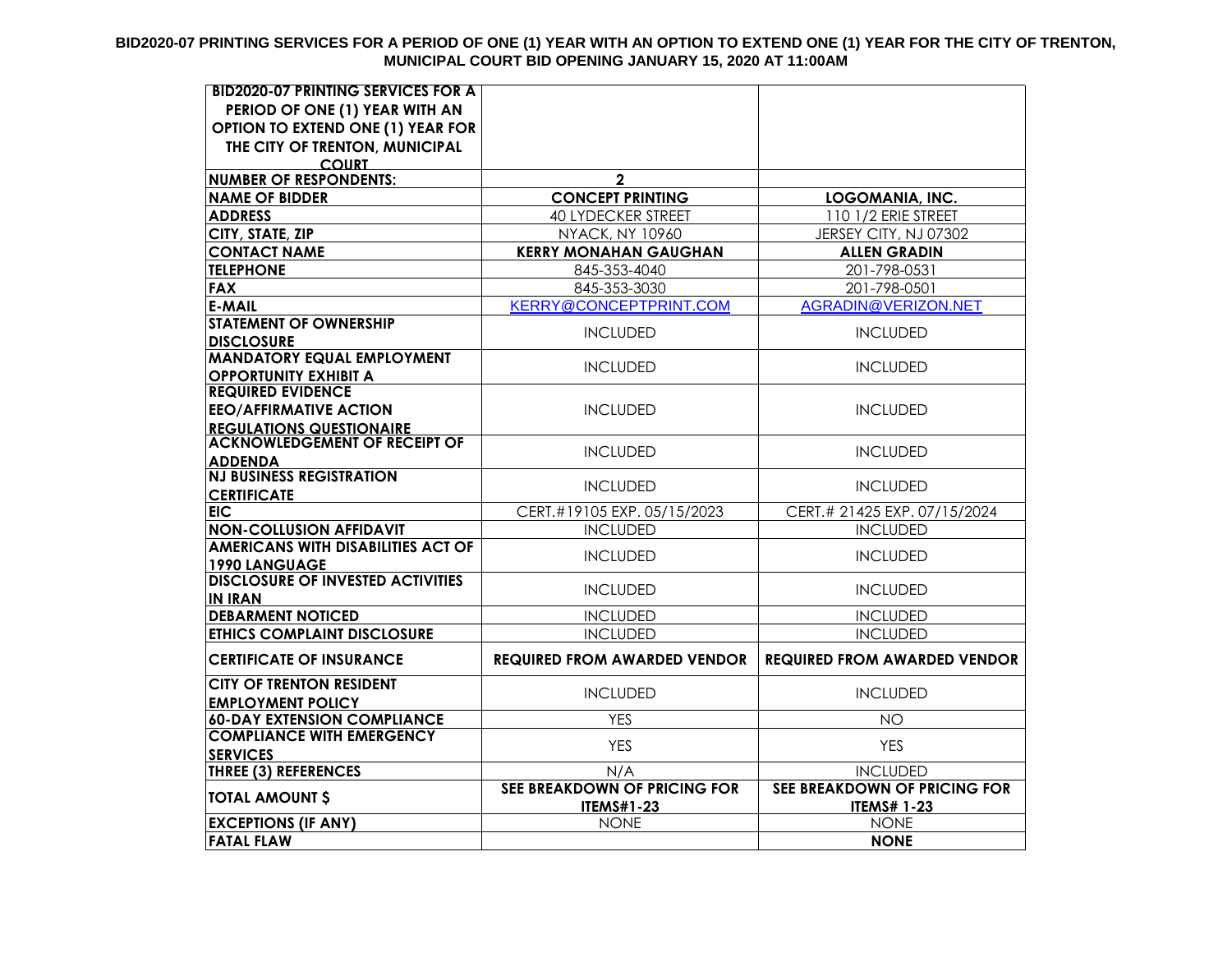# BID2020-07 PRINTING SERVICES FOR A PERIOD OF ONE (1) YEAR WITH AN OPTION TO EXTEND ONE (1) YEAR FOR THE CITY OF TRENTON, MUNICIPAL COURT BID OPENING JANUARY 15, 2020 AT 11:00AM

| BID2020-07 PRINTING SERVICES FOR A PERIOD OF ONE (1) YEAR WITH AN OPTION TO EXTEND ONE (1) YEAR FOR THE CITY OF TRENTON, MUNICIPAL COURT | | |
|---|---|---|
| **NUMBER OF RESPONDENTS:** | **2** | |
| **NAME OF BIDDER** | **CONCEPT PRINTING** | **LOGOMANIA, INC.** |
| **ADDRESS** | 40 LYDECKER STREET | 110 1/2 ERIE STREET |
| **CITY, STATE, ZIP** | NYACK, NY 10960 | JERSEY CITY, NJ 07302 |
| **CONTACT NAME** | **KERRY MONAHAN GAUGHAN** | **ALLEN GRADIN** |
| **TELEPHONE** | 845-353-4040 | 201-798-0531 |
| **FAX** | 845-353-3030 | 201-798-0501 |
| **E-MAIL** | KERRY@CONCEPTPRINT.COM | AGRADIN@VERIZON.NET |
| **STATEMENT OF OWNERSHIP DISCLOSURE** | INCLUDED | INCLUDED |
| **MANDATORY EQUAL EMPLOYMENT OPPORTUNITY EXHIBIT A** | INCLUDED | INCLUDED |
| **REQUIRED EVIDENCE EEO/AFFIRMATIVE ACTION REGULATIONS QUESTIONAIRE** | INCLUDED | INCLUDED |
| **ACKNOWLEDGEMENT OF RECEIPT OF ADDENDA** | INCLUDED | INCLUDED |
| **NJ BUSINESS REGISTRATION CERTIFICATE** | INCLUDED | INCLUDED |
| **EIC** | CERT.#19105 EXP. 05/15/2023 | CERT.# 21425 EXP. 07/15/2024 |
| **NON-COLLUSION AFFIDAVIT** | INCLUDED | INCLUDED |
| **AMERICANS WITH DISABILITIES ACT OF 1990 LANGUAGE** | INCLUDED | INCLUDED |
| **DISCLOSURE OF INVESTED ACTIVITIES IN IRAN** | INCLUDED | INCLUDED |
| **DEBARMENT NOTICED** | INCLUDED | INCLUDED |
| **ETHICS COMPLAINT DISCLOSURE** | INCLUDED | INCLUDED |
| **CERTIFICATE OF INSURANCE** | **REQUIRED FROM AWARDED VENDOR** | **REQUIRED FROM AWARDED VENDOR** |
| **CITY OF TRENTON RESIDENT EMPLOYMENT POLICY** | INCLUDED | INCLUDED |
| **60-DAY EXTENSION COMPLIANCE** | YES | NO |
| **COMPLIANCE WITH EMERGENCY SERVICES** | YES | YES |
| **THREE (3) REFERENCES** | N/A | INCLUDED |
| **TOTAL AMOUNT $** | **SEE BREAKDOWN OF PRICING FOR ITEMS#1-23** | **SEE BREAKDOWN OF PRICING FOR ITEMS# 1-23** |
| **EXCEPTIONS (IF ANY)** | NONE | NONE |
| **FATAL FLAW** | | **NONE** |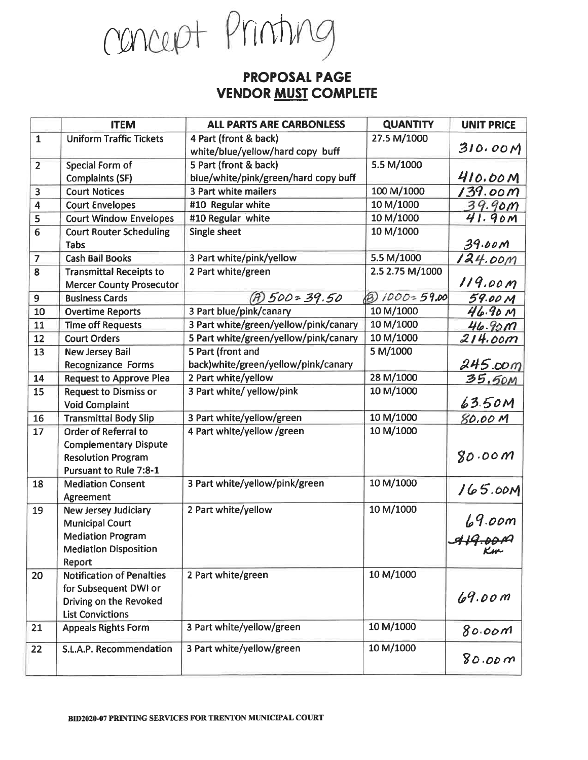Concept Printing

## PROPOSAL PAGE
## VENDOR **MUST** COMPLETE

| | ITEM | ALL PARTS ARE CARBONLESS | QUANTITY | UNIT PRICE |
|---|---|---|---|---|
| 1 | Uniform Traffic Tickets | 4 Part (front & back) white/blue/yellow/hard copy buff | 27.5 M/1000 | 310.00M |
| 2 | Special Form of Complaints (SF) | 5 Part (front & back) blue/white/pink/green/hard copy buff | 5.5 M/1000 | 410.00M |
| 3 | Court Notices | 3 Part white mailers | 100 M/1000 | 139.00m |
| 4 | Court Envelopes | #10 Regular white | 10 M/1000 | 39.90m |
| 5 | Court Window Envelopes | #10 Regular white | 10 M/1000 | 41.90M |
| 6 | Court Router Scheduling Tabs | Single sheet | 10 M/1000 | 39.00M |
| 7 | Cash Bail Books | 3 Part white/pink/yellow | 5.5 M/1000 | 124.00m |
| 8 | Transmittal Receipts to Mercer County Prosecutor | 2 Part white/green | ~~2.5~~ 2.75 M/1000 | 119.00m |
| 9 | Business Cards | (A) 500 = 39.50 | (B) 1000 = 59.00 | 59.00 M |
| 10 | Overtime Reports | 3 Part blue/pink/canary | 10 M/1000 | 46.90 M |
| 11 | Time off Requests | 3 Part white/green/yellow/pink/canary | 10 M/1000 | 46.90m |
| 12 | Court Orders | 5 Part white/green/yellow/pink/canary | 10 M/1000 | 214.00m |
| 13 | New Jersey Bail Recognizance Forms | 5 Part (front and back)white/green/yellow/pink/canary | 5 M/1000 | 245.00m |
| 14 | Request to Approve Plea | 2 Part white/yellow | 28 M/1000 | 35.50M |
| 15 | Request to Dismiss or Void Complaint | 3 Part white/ yellow/pink | 10 M/1000 | 63.50M |
| 16 | Transmittal Body Slip | 3 Part white/yellow/green | 10 M/1000 | 80.00 M |
| 17 | Order of Referral to Complementary Dispute Resolution Program Pursuant to Rule 7:8-1 | 4 Part white/yellow /green | 10 M/1000 | 80.00m |
| 18 | Mediation Consent Agreement | 3 Part white/yellow/pink/green | 10 M/1000 | 165.00M |
| 19 | New Jersey Judiciary Municipal Court Mediation Program Mediation Disposition Report | 2 Part white/yellow | 10 M/1000 | 69.00m ~~119.00M~~ Km |
| 20 | Notification of Penalties for Subsequent DWI or Driving on the Revoked List Convictions | 2 Part white/green | 10 M/1000 | 69.00m |
| 21 | Appeals Rights Form | 3 Part white/yellow/green | 10 M/1000 | 80.00m |
| 22 | S.L.A.P. Recommendation | 3 Part white/yellow/green | 10 M/1000 | 80.00m |

**BID2020-07 PRINTING SERVICES FOR TRENTON MUNICIPAL COURT**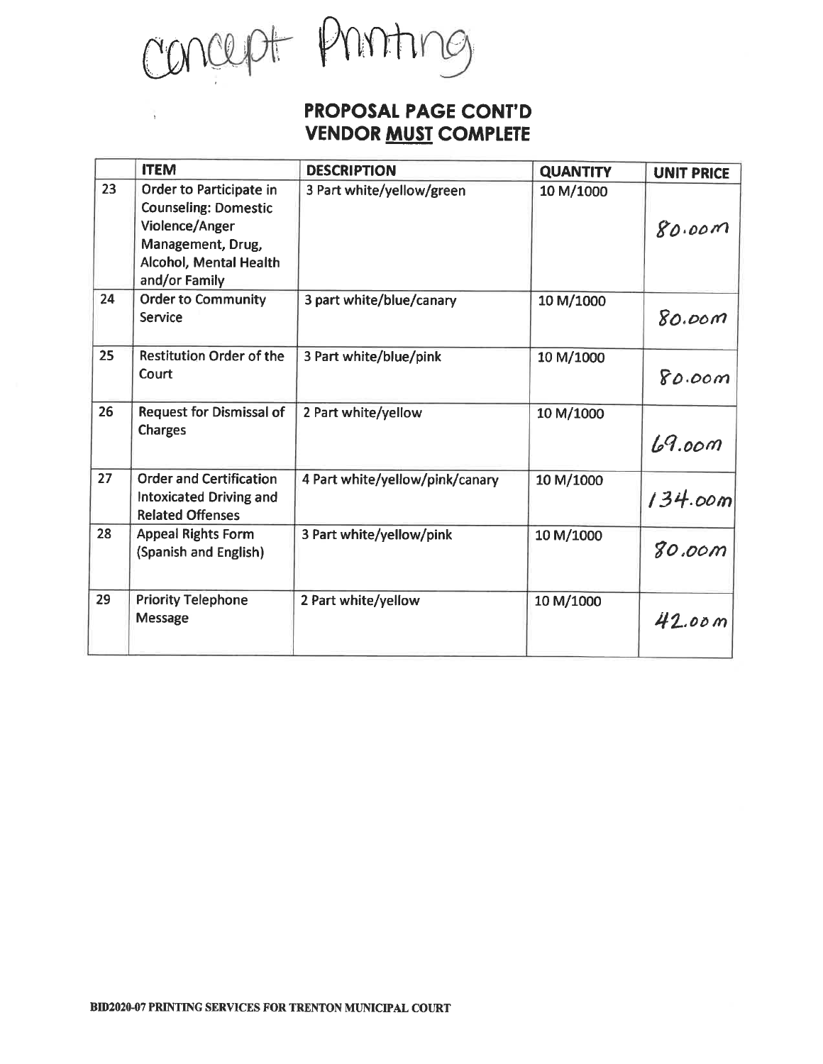Concept Printing

## PROPOSAL PAGE CONT'D
## VENDOR **MUST** COMPLETE

| | ITEM | DESCRIPTION | QUANTITY | UNIT PRICE |
|---|---|---|---|---|
| 23 | Order to Participate in Counseling: Domestic Violence/Anger Management, Drug, Alcohol, Mental Health and/or Family | 3 Part white/yellow/green | 10 M/1000 | 80.00m |
| 24 | Order to Community Service | 3 part white/blue/canary | 10 M/1000 | 80.00m |
| 25 | Restitution Order of the Court | 3 Part white/blue/pink | 10 M/1000 | 80.00m |
| 26 | Request for Dismissal of Charges | 2 Part white/yellow | 10 M/1000 | 69.00m |
| 27 | Order and Certification Intoxicated Driving and Related Offenses | 4 Part white/yellow/pink/canary | 10 M/1000 | 134.00m |
| 28 | Appeal Rights Form (Spanish and English) | 3 Part white/yellow/pink | 10 M/1000 | 80.00m |
| 29 | Priority Telephone Message | 2 Part white/yellow | 10 M/1000 | 42.00m |

**BID2020-07 PRINTING SERVICES FOR TRENTON MUNICIPAL COURT**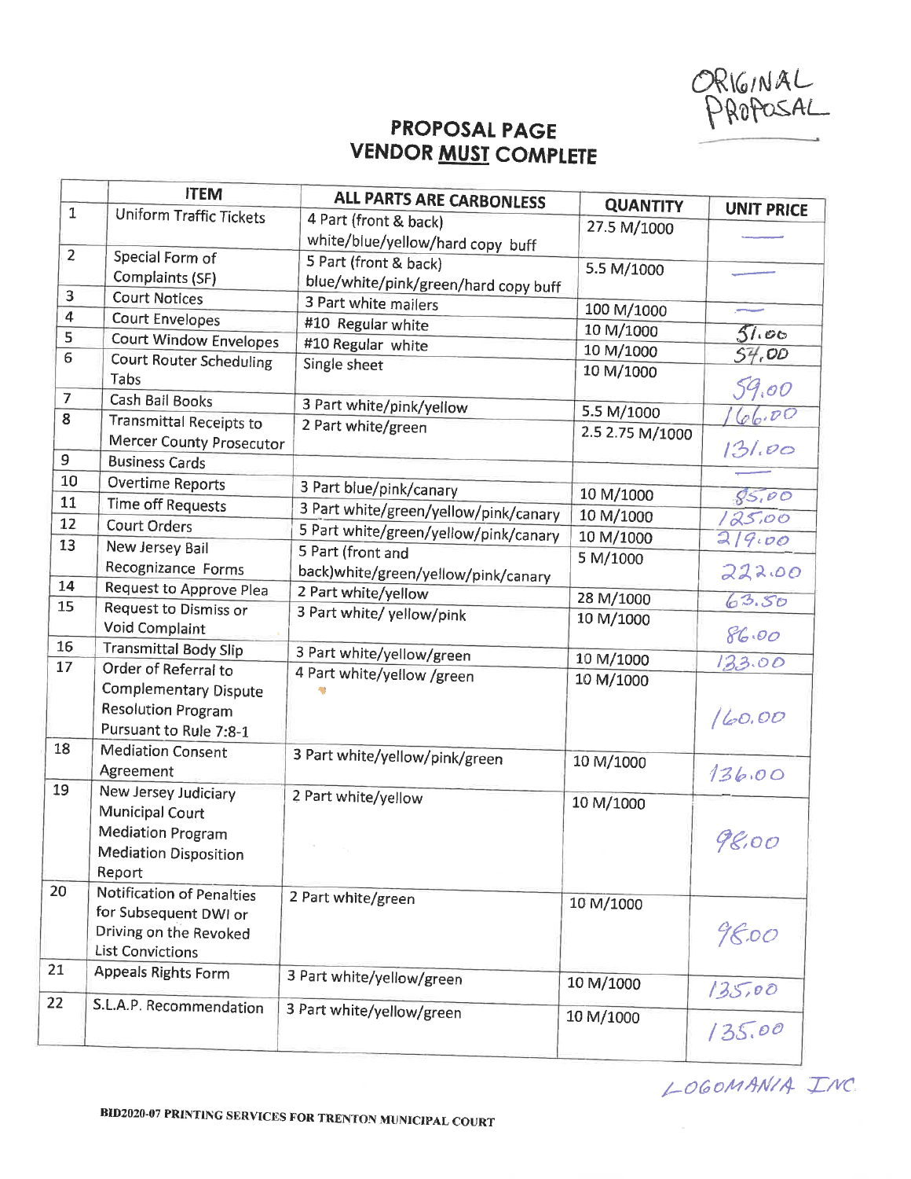ORIGINAL PROPOSAL

## PROPOSAL PAGE
## VENDOR MUST COMPLETE

| | ITEM | ALL PARTS ARE CARBONLESS | QUANTITY | UNIT PRICE |
|---|---|---|---|---|
| 1 | Uniform Traffic Tickets | 4 Part (front & back) white/blue/yellow/hard copy buff | 27.5 M/1000 | —— |
| 2 | Special Form of Complaints (SF) | 5 Part (front & back) blue/white/pink/green/hard copy buff | 5.5 M/1000 | —— |
| 3 | Court Notices | 3 Part white mailers | 100 M/1000 | —— |
| 4 | Court Envelopes | #10 Regular white | 10 M/1000 | 51.00 |
| 5 | Court Window Envelopes | #10 Regular white | 10 M/1000 | 54.00 |
| 6 | Court Router Scheduling Tabs | Single sheet | 10 M/1000 | 59.00 |
| 7 | Cash Bail Books | 3 Part white/pink/yellow | 5.5 M/1000 | 166.00 |
| 8 | Transmittal Receipts to Mercer County Prosecutor | 2 Part white/green | 2.5 2.75 M/1000 | 131.00 |
| 9 | Business Cards | | | —— |
| 10 | Overtime Reports | 3 Part blue/pink/canary | 10 M/1000 | 85.00 |
| 11 | Time off Requests | 3 Part white/green/yellow/pink/canary | 10 M/1000 | 125.00 |
| 12 | Court Orders | 5 Part white/green/yellow/pink/canary | 10 M/1000 | 219.00 |
| 13 | New Jersey Bail Recognizance Forms | 5 Part (front and back)white/green/yellow/pink/canary | 5 M/1000 | 222.00 |
| 14 | Request to Approve Plea | 2 Part white/yellow | 28 M/1000 | 63.50 |
| 15 | Request to Dismiss or Void Complaint | 3 Part white/ yellow/pink | 10 M/1000 | 86.00 |
| 16 | Transmittal Body Slip | 3 Part white/yellow/green | 10 M/1000 | 133.00 |
| 17 | Order of Referral to Complementary Dispute Resolution Program Pursuant to Rule 7:8-1 | 4 Part white/yellow /green | 10 M/1000 | 160.00 |
| 18 | Mediation Consent Agreement | 3 Part white/yellow/pink/green | 10 M/1000 | 136.00 |
| 19 | New Jersey Judiciary Municipal Court Mediation Program Mediation Disposition Report | 2 Part white/yellow | 10 M/1000 | 98.00 |
| 20 | Notification of Penalties for Subsequent DWI or Driving on the Revoked List Convictions | 2 Part white/green | 10 M/1000 | 98.00 |
| 21 | Appeals Rights Form | 3 Part white/yellow/green | 10 M/1000 | 135.00 |
| 22 | S.L.A.P. Recommendation | 3 Part white/yellow/green | 10 M/1000 | 135.00 |

LOGOMANIA INC.

BID2020-07 PRINTING SERVICES FOR TRENTON MUNICIPAL COURT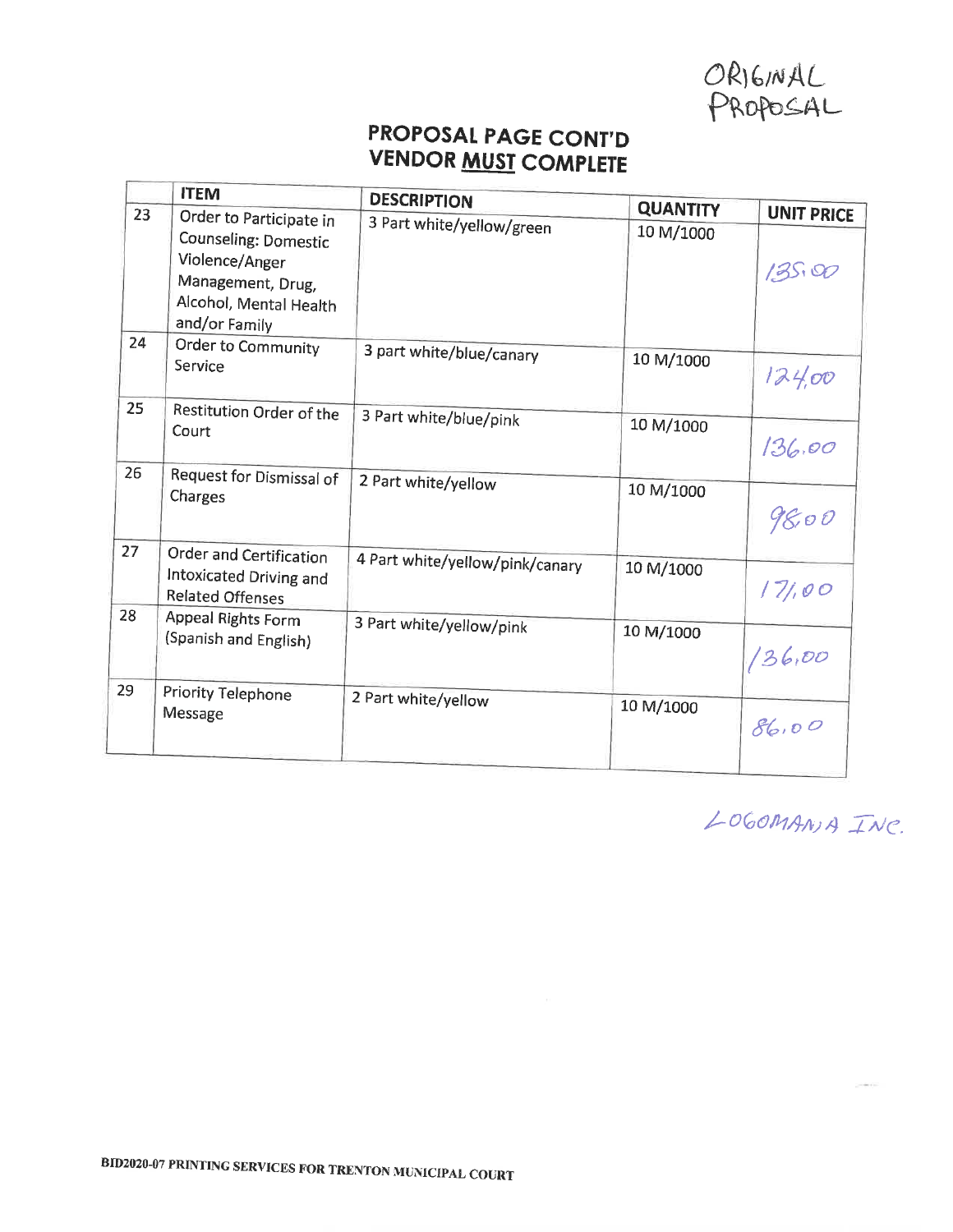ORIGINAL PROPOSAL

## PROPOSAL PAGE CONT'D
## VENDOR **MUST** COMPLETE

| | ITEM | DESCRIPTION | QUANTITY | UNIT PRICE |
|---|---|---|---|---|
| 23 | Order to Participate in Counseling: Domestic Violence/Anger Management, Drug, Alcohol, Mental Health and/or Family | 3 Part white/yellow/green | 10 M/1000 | 135.00 |
| 24 | Order to Community Service | 3 part white/blue/canary | 10 M/1000 | 124.00 |
| 25 | Restitution Order of the Court | 3 Part white/blue/pink | 10 M/1000 | 136.00 |
| 26 | Request for Dismissal of Charges | 2 Part white/yellow | 10 M/1000 | 98.00 |
| 27 | Order and Certification Intoxicated Driving and Related Offenses | 4 Part white/yellow/pink/canary | 10 M/1000 | 171.00 |
| 28 | Appeal Rights Form (Spanish and English) | 3 Part white/yellow/pink | 10 M/1000 | 136.00 |
| 29 | Priority Telephone Message | 2 Part white/yellow | 10 M/1000 | 86.00 |

LOGOMANIA INC.

BID2020-07 PRINTING SERVICES FOR TRENTON MUNICIPAL COURT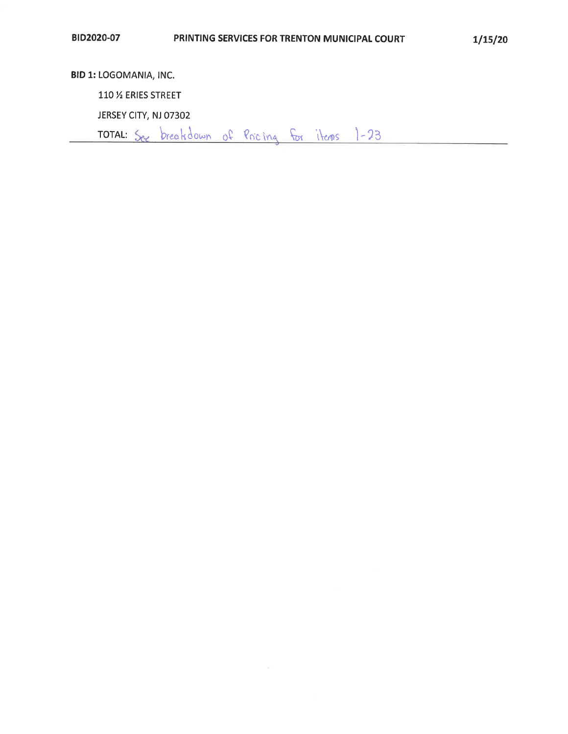**BID2020-07** **PRINTING SERVICES FOR TRENTON MUNICIPAL COURT** **1/15/20**

**BID 1:** LOGOMANIA, INC.

110 ½ ERIES STREET

JERSEY CITY, NJ 07302

TOTAL: See breakdown of Pricing for items 1-23